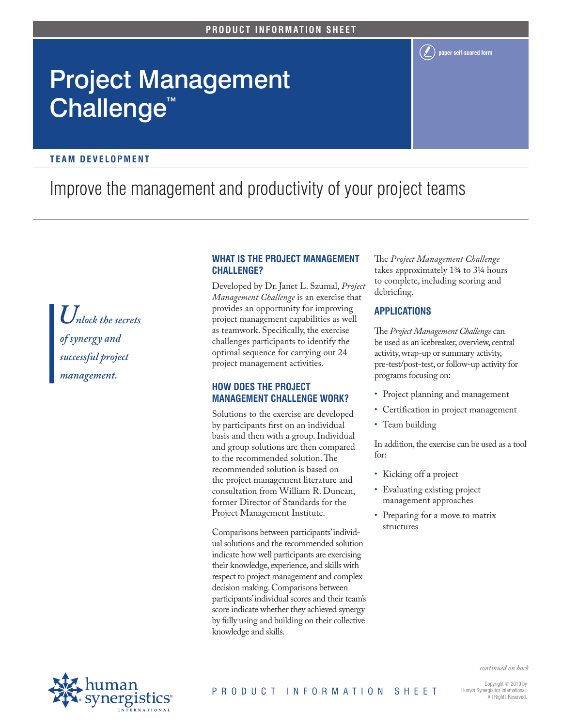PRODUCT INFORMATION SHEET

# Project Management Challenge™

paper self-scored form

**TEAM DEVELOPMENT**

## Improve the management and productivity of your project teams

*Unlock the secrets of synergy and successful project management.*

### WHAT IS THE PROJECT MANAGEMENT CHALLENGE?

Developed by Dr. Janet L. Szumal, *Project Management Challenge* is an exercise that provides an opportunity for improving project management capabilities as well as teamwork. Specifically, the exercise challenges participants to identify the optimal sequence for carrying out 24 project management activities.

### HOW DOES THE PROJECT MANAGEMENT CHALLENGE WORK?

Solutions to the exercise are developed by participants first on an individual basis and then with a group. Individual and group solutions are then compared to the recommended solution. The recommended solution is based on the project management literature and consultation from William R. Duncan, former Director of Standards for the Project Management Institute.

Comparisons between participants' individual solutions and the recommended solution indicate how well participants are exercising their knowledge, experience, and skills with respect to project management and complex decision making. Comparisons between participants' individual scores and their team's score indicate whether they achieved synergy by fully using and building on their collective knowledge and skills.

The *Project Management Challenge* takes approximately 1¾ to 3¼ hours to complete, including scoring and debriefing.

### APPLICATIONS

The *Project Management Challenge* can be used as an icebreaker, overview, central activity, wrap-up or summary activity, pre-test/post-test, or follow-up activity for programs focusing on:

- Project planning and management
- Certification in project management
- Team building

In addition, the exercise can be used as a tool for:

- Kicking off a project
- Evaluating existing project management approaches
- Preparing for a move to matrix structures

*continued on back*

Copyright © 2019 by Human Synergistics International. All Rights Reserved.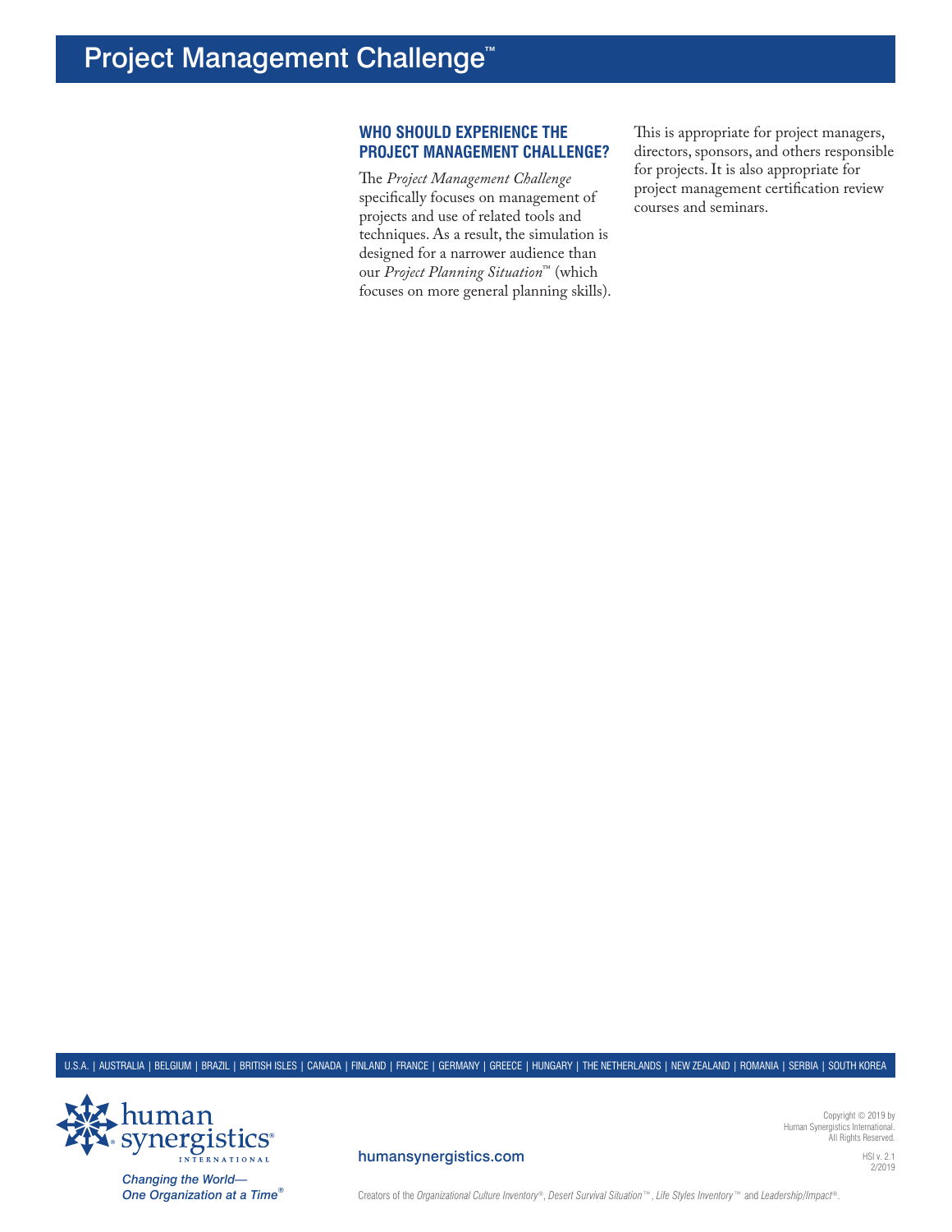## WHO SHOULD EXPERIENCE THE PROJECT MANAGEMENT CHALLENGE?

The *Project Management Challenge* specifically focuses on management of projects and use of related tools and techniques. As a result, the simulation is designed for a narrower audience than our *Project Planning Situation*™ (which focuses on more general planning skills). This is appropriate for project managers, directors, sponsors, and others responsible for projects. It is also appropriate for project management certification review courses and seminars.

U.S.A. | AUSTRALIA | BELGIUM | BRAZIL | BRITISH ISLES | CANADA | FINLAND | FRANCE | GERMANY | GREECE | HUNGARY | THE NETHERLANDS | NEW ZEALAND | ROMANIA | SERBIA | SOUTH KOREA

human synergistics® INTERNATIONAL

*Changing the World— One Organization at a Time®*

humansynergistics.com

Copyright © 2019 by Human Synergistics International. All Rights Reserved.

HSI v. 2.1 2/2019

Creators of the *Organizational Culture Inventory*®, *Desert Survival Situation*™, *Life Styles Inventory*™ and *Leadership/Impact*®.